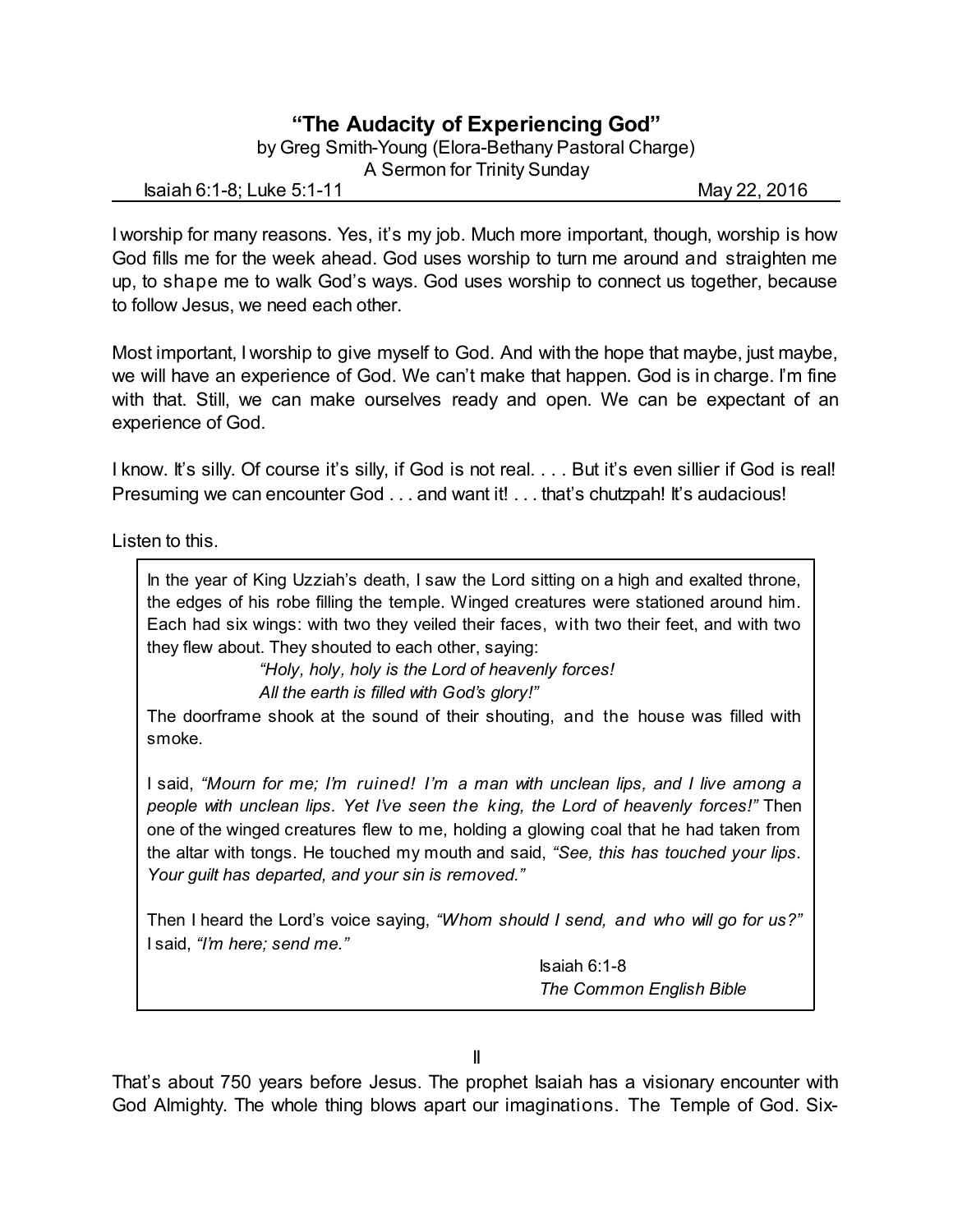# "The Audacity of Experiencing God"

by Greg Smith-Young (Elora-Bethany Pastoral Charge)
A Sermon for Trinity Sunday

Isaiah 6:1-8; Luke 5:1-11 May 22, 2016

I worship for many reasons. Yes, it's my job. Much more important, though, worship is how God fills me for the week ahead. God uses worship to turn me around and straighten me up, to shape me to walk God's ways. God uses worship to connect us together, because to follow Jesus, we need each other.

Most important, I worship to give myself to God. And with the hope that maybe, just maybe, we will have an experience of God. We can't make that happen. God is in charge. I'm fine with that. Still, we can make ourselves ready and open. We can be expectant of an experience of God.

I know. It's silly. Of course it's silly, if God is not real. . . . But it's even sillier if God is real! Presuming we can encounter God . . . and want it! . . . that's chutzpah! It's audacious!

Listen to this.

> In the year of King Uzziah's death, I saw the Lord sitting on a high and exalted throne, the edges of his robe filling the temple. Winged creatures were stationed around him. Each had six wings: with two they veiled their faces, with two their feet, and with two they flew about. They shouted to each other, saying:
>
> *"Holy, holy, holy is the Lord of heavenly forces!*
> *All the earth is filled with God's glory!"*
>
> The doorframe shook at the sound of their shouting, and the house was filled with smoke.
>
> I said, *"Mourn for me; I'm ruined! I'm a man with unclean lips, and I live among a people with unclean lips. Yet I've seen the king, the Lord of heavenly forces!"* Then one of the winged creatures flew to me, holding a glowing coal that he had taken from the altar with tongs. He touched my mouth and said, *"See, this has touched your lips. Your guilt has departed, and your sin is removed."*
>
> Then I heard the Lord's voice saying, *"Whom should I send, and who will go for us?"* I said, *"I'm here; send me."*
>
> Isaiah 6:1-8
> *The Common English Bible*

II

That's about 750 years before Jesus. The prophet Isaiah has a visionary encounter with God Almighty. The whole thing blows apart our imaginations. The Temple of God. Six-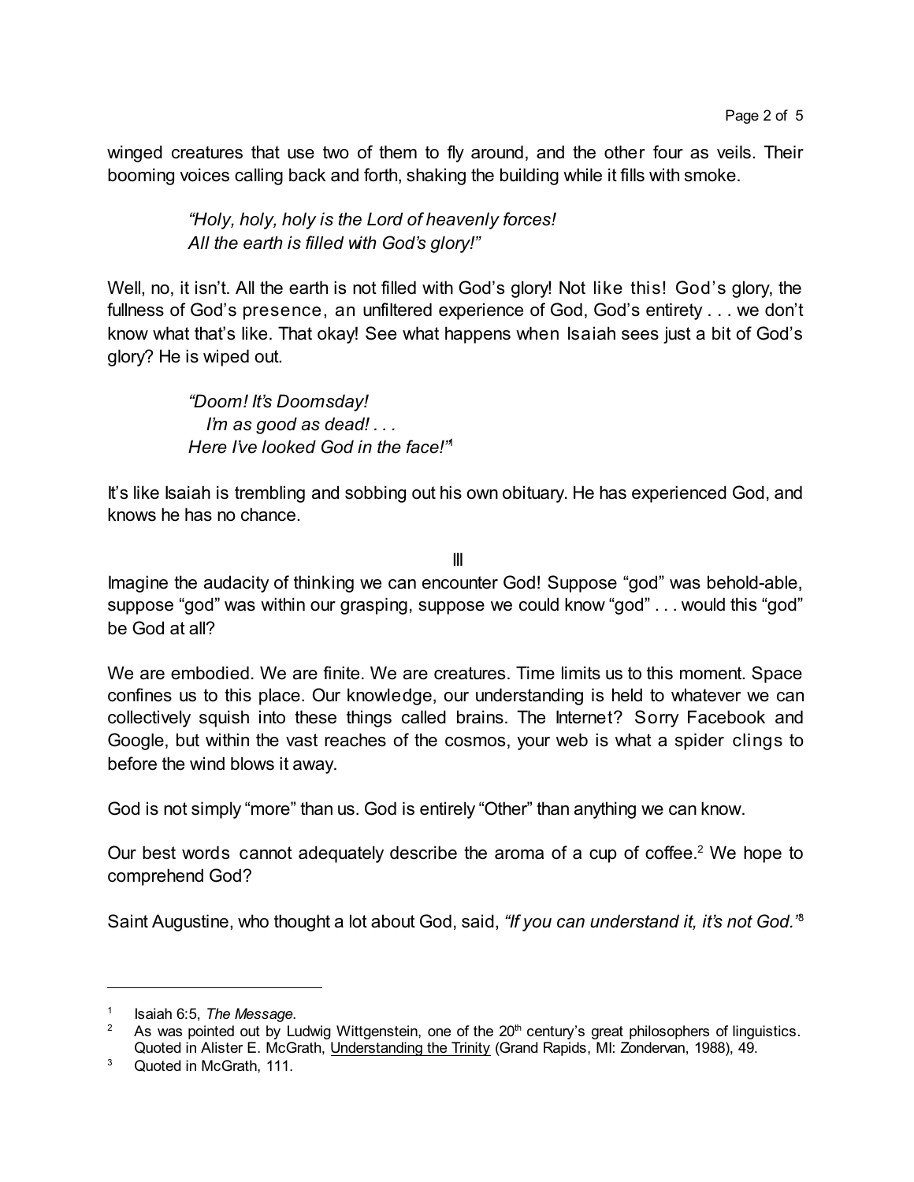winged creatures that use two of them to fly around, and the other four as veils. Their booming voices calling back and forth, shaking the building while it fills with smoke.

> *"Holy, holy, holy is the Lord of heavenly forces!*
> *All the earth is filled with God's glory!"*

Well, no, it isn't. All the earth is not filled with God's glory! Not like this! God's glory, the fullness of God's presence, an unfiltered experience of God, God's entirety . . . we don't know what that's like. That okay! See what happens when Isaiah sees just a bit of God's glory? He is wiped out.

> *"Doom! It's Doomsday!*
> *I'm as good as dead! . . .*
> *Here I've looked God in the face!"*[1]

It's like Isaiah is trembling and sobbing out his own obituary. He has experienced God, and knows he has no chance.

III

Imagine the audacity of thinking we can encounter God! Suppose "god" was behold-able, suppose "god" was within our grasping, suppose we could know "god" . . . would this "god" be God at all?

We are embodied. We are finite. We are creatures. Time limits us to this moment. Space confines us to this place. Our knowledge, our understanding is held to whatever we can collectively squish into these things called brains. The Internet? Sorry Facebook and Google, but within the vast reaches of the cosmos, your web is what a spider clings to before the wind blows it away.

God is not simply "more" than us. God is entirely "Other" than anything we can know.

Our best words cannot adequately describe the aroma of a cup of coffee.[2] We hope to comprehend God?

Saint Augustine, who thought a lot about God, said, *"If you can understand it, it's not God."*[3]

---

[1] Isaiah 6:5, *The Message*.

[2] As was pointed out by Ludwig Wittgenstein, one of the 20th century's great philosophers of linguistics. Quoted in Alister E. McGrath, Understanding the Trinity (Grand Rapids, MI: Zondervan, 1988), 49.

[3] Quoted in McGrath, 111.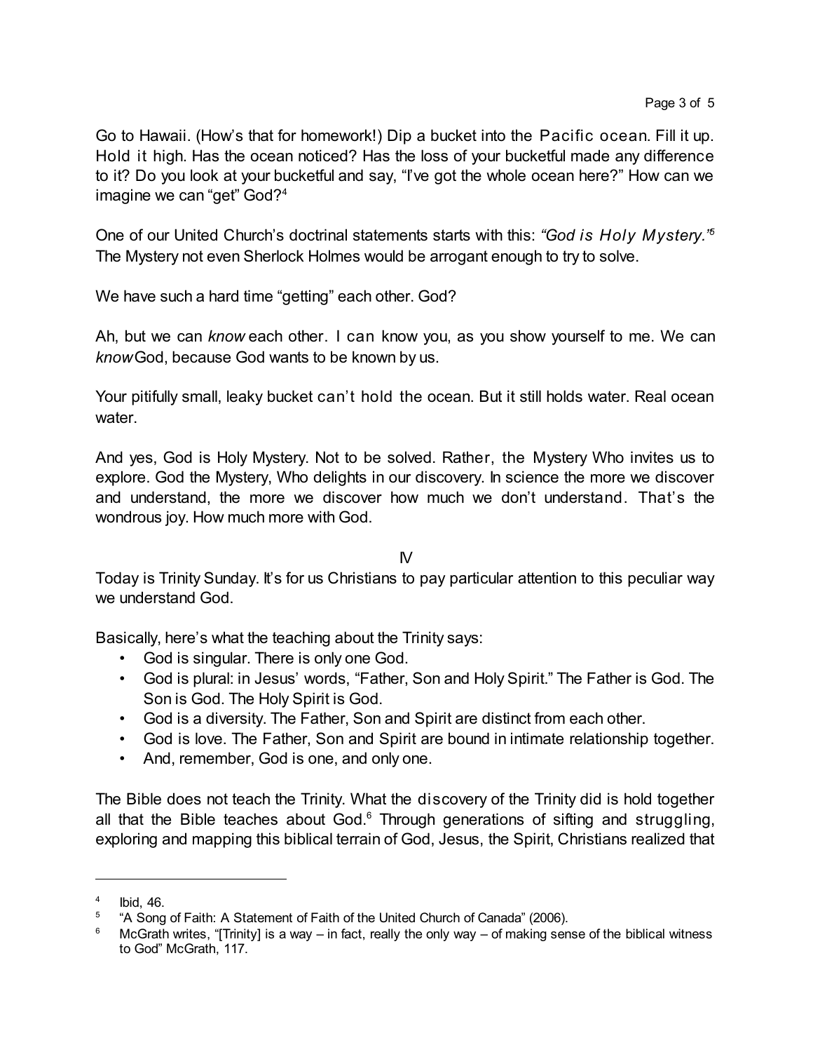Go to Hawaii. (How's that for homework!) Dip a bucket into the Pacific ocean. Fill it up. Hold it high. Has the ocean noticed? Has the loss of your bucketful made any difference to it? Do you look at your bucketful and say, "I've got the whole ocean here?" How can we imagine we can "get" God?[4]

One of our United Church's doctrinal statements starts with this: *"God is Holy Mystery."*[5] The Mystery not even Sherlock Holmes would be arrogant enough to try to solve.

We have such a hard time "getting" each other. God?

Ah, but we can *know* each other. I can know you, as you show yourself to me. We can *know* God, because God wants to be known by us.

Your pitifully small, leaky bucket can't hold the ocean. But it still holds water. Real ocean water.

And yes, God is Holy Mystery. Not to be solved. Rather, the Mystery Who invites us to explore. God the Mystery, Who delights in our discovery. In science the more we discover and understand, the more we discover how much we don't understand. That's the wondrous joy. How much more with God.

IV

Today is Trinity Sunday. It's for us Christians to pay particular attention to this peculiar way we understand God.

Basically, here's what the teaching about the Trinity says:

- God is singular. There is only one God.
- God is plural: in Jesus' words, "Father, Son and Holy Spirit." The Father is God. The Son is God. The Holy Spirit is God.
- God is a diversity. The Father, Son and Spirit are distinct from each other.
- God is love. The Father, Son and Spirit are bound in intimate relationship together.
- And, remember, God is one, and only one.

The Bible does not teach the Trinity. What the discovery of the Trinity did is hold together all that the Bible teaches about God.[6] Through generations of sifting and struggling, exploring and mapping this biblical terrain of God, Jesus, the Spirit, Christians realized that

---

[4] Ibid, 46.

[5] "A Song of Faith: A Statement of Faith of the United Church of Canada" (2006).

[6] McGrath writes, "[Trinity] is a way – in fact, really the only way – of making sense of the biblical witness to God" McGrath, 117.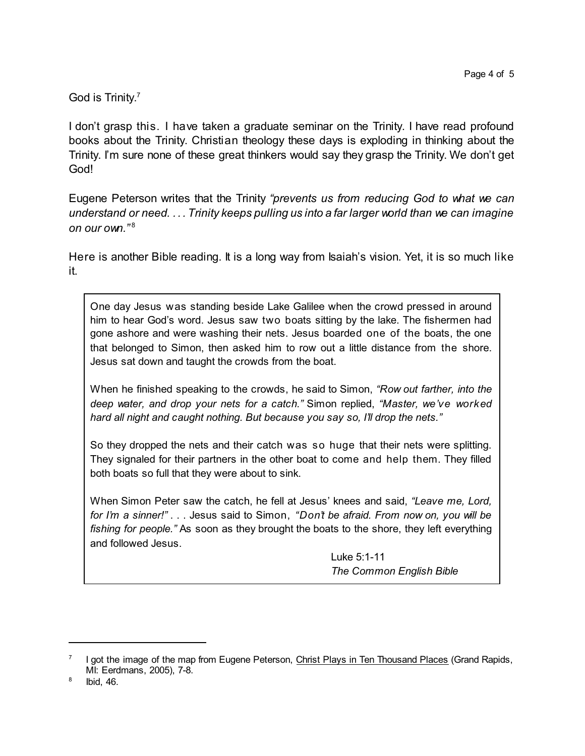God is Trinity.[7]

I don't grasp this. I have taken a graduate seminar on the Trinity. I have read profound books about the Trinity. Christian theology these days is exploding in thinking about the Trinity. I'm sure none of these great thinkers would say they grasp the Trinity. We don't get God!

Eugene Peterson writes that the Trinity *"prevents us from reducing God to what we can understand or need. . . . Trinity keeps pulling us into a far larger world than we can imagine on our own."*[8]

Here is another Bible reading. It is a long way from Isaiah's vision. Yet, it is so much like it.

> One day Jesus was standing beside Lake Galilee when the crowd pressed in around him to hear God's word. Jesus saw two boats sitting by the lake. The fishermen had gone ashore and were washing their nets. Jesus boarded one of the boats, the one that belonged to Simon, then asked him to row out a little distance from the shore. Jesus sat down and taught the crowds from the boat.
>
> When he finished speaking to the crowds, he said to Simon, *"Row out farther, into the deep water, and drop your nets for a catch."* Simon replied, *"Master, we've worked hard all night and caught nothing. But because you say so, I'll drop the nets."*
>
> So they dropped the nets and their catch was so huge that their nets were splitting. They signaled for their partners in the other boat to come and help them. They filled both boats so full that they were about to sink.
>
> When Simon Peter saw the catch, he fell at Jesus' knees and said, *"Leave me, Lord, for I'm a sinner!"* . . . Jesus said to Simon, *"Don't be afraid. From now on, you will be fishing for people."* As soon as they brought the boats to the shore, they left everything and followed Jesus.
>
> Luke 5:1-11
> *The Common English Bible*

---

[7] I got the image of the map from Eugene Peterson, Christ Plays in Ten Thousand Places (Grand Rapids, MI: Eerdmans, 2005), 7-8.

[8] Ibid, 46.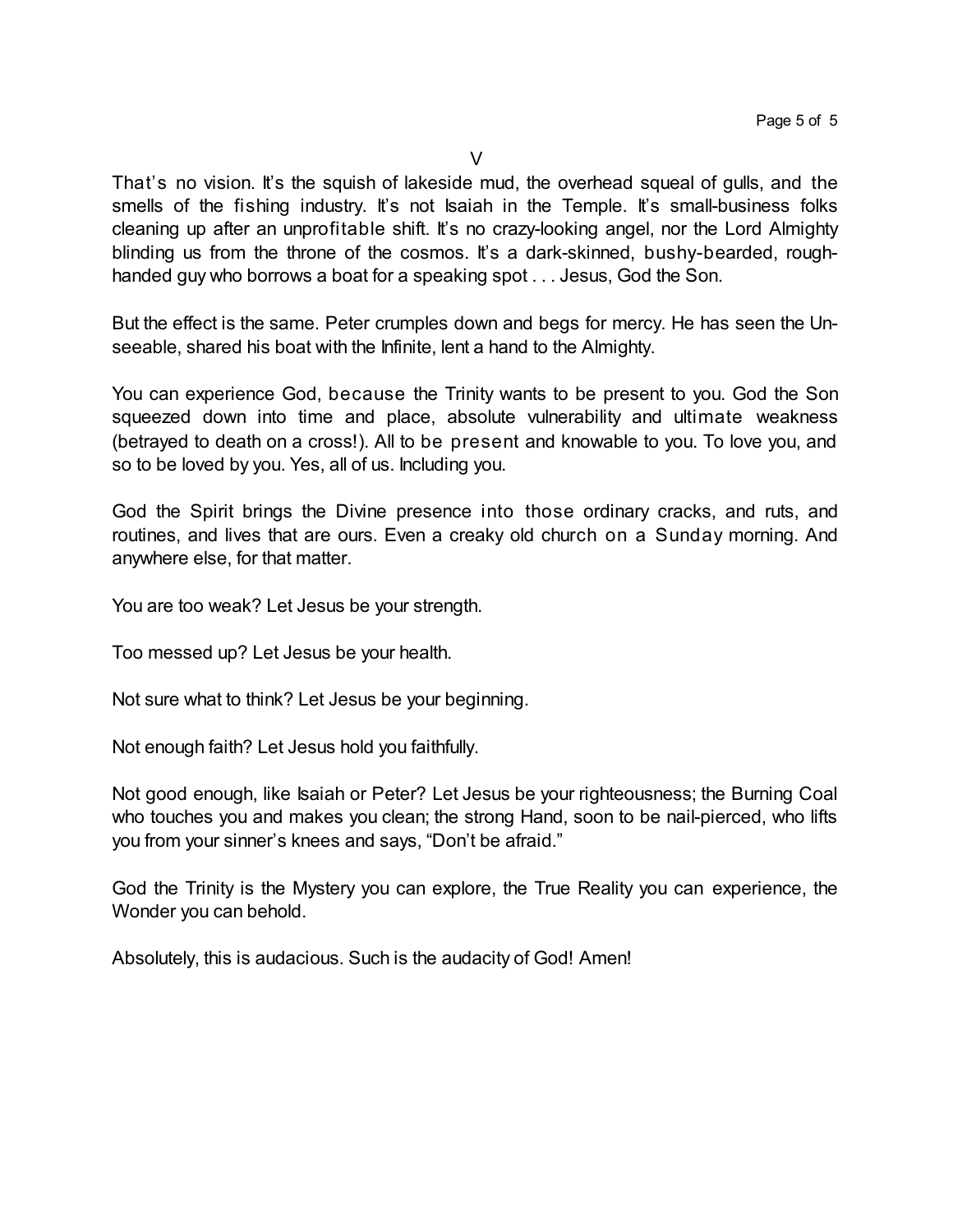## V

That's no vision. It's the squish of lakeside mud, the overhead squeal of gulls, and the smells of the fishing industry. It's not Isaiah in the Temple. It's small-business folks cleaning up after an unprofitable shift. It's no crazy-looking angel, nor the Lord Almighty blinding us from the throne of the cosmos. It's a dark-skinned, bushy-bearded, rough-handed guy who borrows a boat for a speaking spot . . . Jesus, God the Son.

But the effect is the same. Peter crumples down and begs for mercy. He has seen the Un-seeable, shared his boat with the Infinite, lent a hand to the Almighty.

You can experience God, because the Trinity wants to be present to you. God the Son squeezed down into time and place, absolute vulnerability and ultimate weakness (betrayed to death on a cross!). All to be present and knowable to you. To love you, and so to be loved by you. Yes, all of us. Including you.

God the Spirit brings the Divine presence into those ordinary cracks, and ruts, and routines, and lives that are ours. Even a creaky old church on a Sunday morning. And anywhere else, for that matter.

You are too weak? Let Jesus be your strength.

Too messed up? Let Jesus be your health.

Not sure what to think? Let Jesus be your beginning.

Not enough faith? Let Jesus hold you faithfully.

Not good enough, like Isaiah or Peter? Let Jesus be your righteousness; the Burning Coal who touches you and makes you clean; the strong Hand, soon to be nail-pierced, who lifts you from your sinner's knees and says, "Don't be afraid."

God the Trinity is the Mystery you can explore, the True Reality you can experience, the Wonder you can behold.

Absolutely, this is audacious. Such is the audacity of God! Amen!